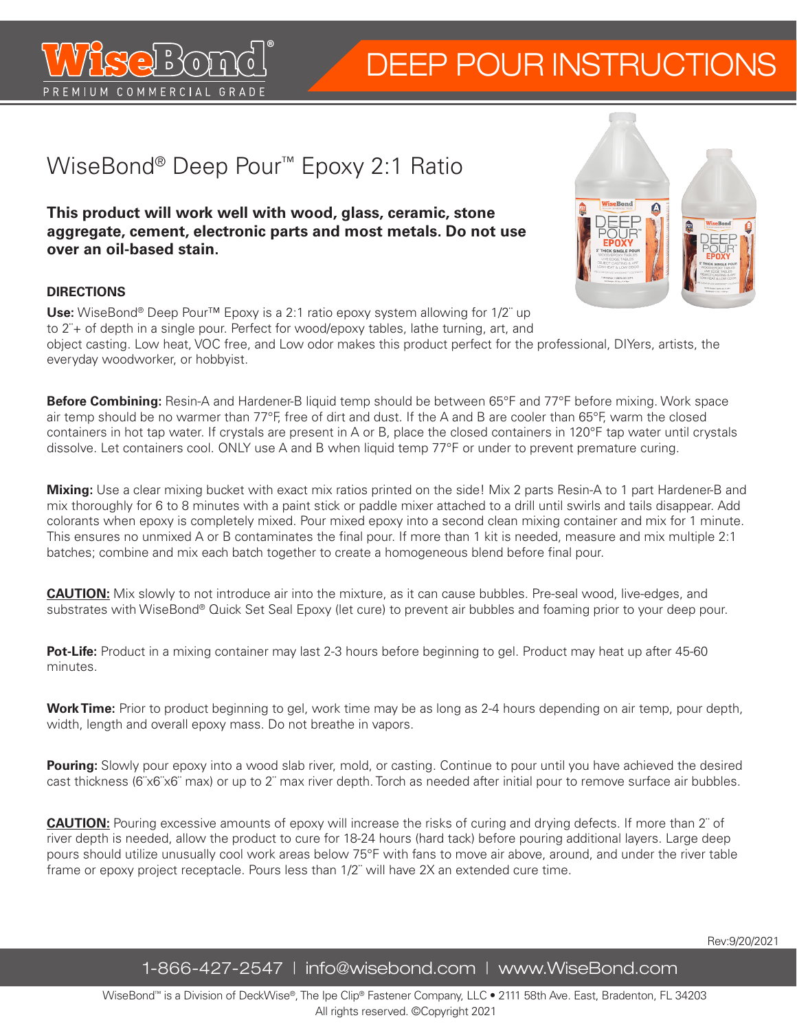# WiseBond® PREMIUM COMMERCIAL GRADE

# DEEP POUR INSTRUCTIONS

## WiseBond® Deep Pour™ Epoxy 2:1 Ratio

**This product will work well with wood, glass, ceramic, stone aggregate, cement, electronic parts and most metals. Do not use over an oil-based stain.**

### DIRECTIONS

**Use:** WiseBond® Deep Pour™ Epoxy is a 2:1 ratio epoxy system allowing for 1/2¨ up to 2¨+ of depth in a single pour. Perfect for wood/epoxy tables, lathe turning, art, and object casting. Low heat, VOC free, and Low odor makes this product perfect for the professional, DIYers, artists, the everyday woodworker, or hobbyist.

**Before Combining:** Resin-A and Hardener-B liquid temp should be between 65°F and 77°F before mixing. Work space air temp should be no warmer than 77°F, free of dirt and dust. If the A and B are cooler than 65°F, warm the closed containers in hot tap water. If crystals are present in A or B, place the closed containers in 120°F tap water until crystals dissolve. Let containers cool. ONLY use A and B when liquid temp 77°F or under to prevent premature curing.

**Mixing:** Use a clear mixing bucket with exact mix ratios printed on the side! Mix 2 parts Resin-A to 1 part Hardener-B and mix thoroughly for 6 to 8 minutes with a paint stick or paddle mixer attached to a drill until swirls and tails disappear. Add colorants when epoxy is completely mixed. Pour mixed epoxy into a second clean mixing container and mix for 1 minute. This ensures no unmixed A or B contaminates the final pour. If more than 1 kit is needed, measure and mix multiple 2:1 batches; combine and mix each batch together to create a homogeneous blend before final pour.

**CAUTION:** Mix slowly to not introduce air into the mixture, as it can cause bubbles. Pre-seal wood, live-edges, and substrates with WiseBond® Quick Set Seal Epoxy (let cure) to prevent air bubbles and foaming prior to your deep pour.

**Pot-Life:** Product in a mixing container may last 2-3 hours before beginning to gel. Product may heat up after 45-60 minutes.

**Work Time:** Prior to product beginning to gel, work time may be as long as 2-4 hours depending on air temp, pour depth, width, length and overall epoxy mass. Do not breathe in vapors.

**Pouring:** Slowly pour epoxy into a wood slab river, mold, or casting. Continue to pour until you have achieved the desired cast thickness (6¨x6¨x6¨ max) or up to 2¨ max river depth. Torch as needed after initial pour to remove surface air bubbles.

**CAUTION:** Pouring excessive amounts of epoxy will increase the risks of curing and drying defects. If more than 2¨ of river depth is needed, allow the product to cure for 18-24 hours (hard tack) before pouring additional layers. Large deep pours should utilize unusually cool work areas below 75°F with fans to move air above, around, and under the river table frame or epoxy project receptacle. Pours less than 1/2¨ will have 2X an extended cure time.

Rev:9/20/2021

1-866-427-2547 | info@wisebond.com | www.WiseBond.com

WiseBond™ is a Division of DeckWise®, The Ipe Clip® Fastener Company, LLC • 2111 58th Ave. East, Bradenton, FL 34203
All rights reserved. ©Copyright 2021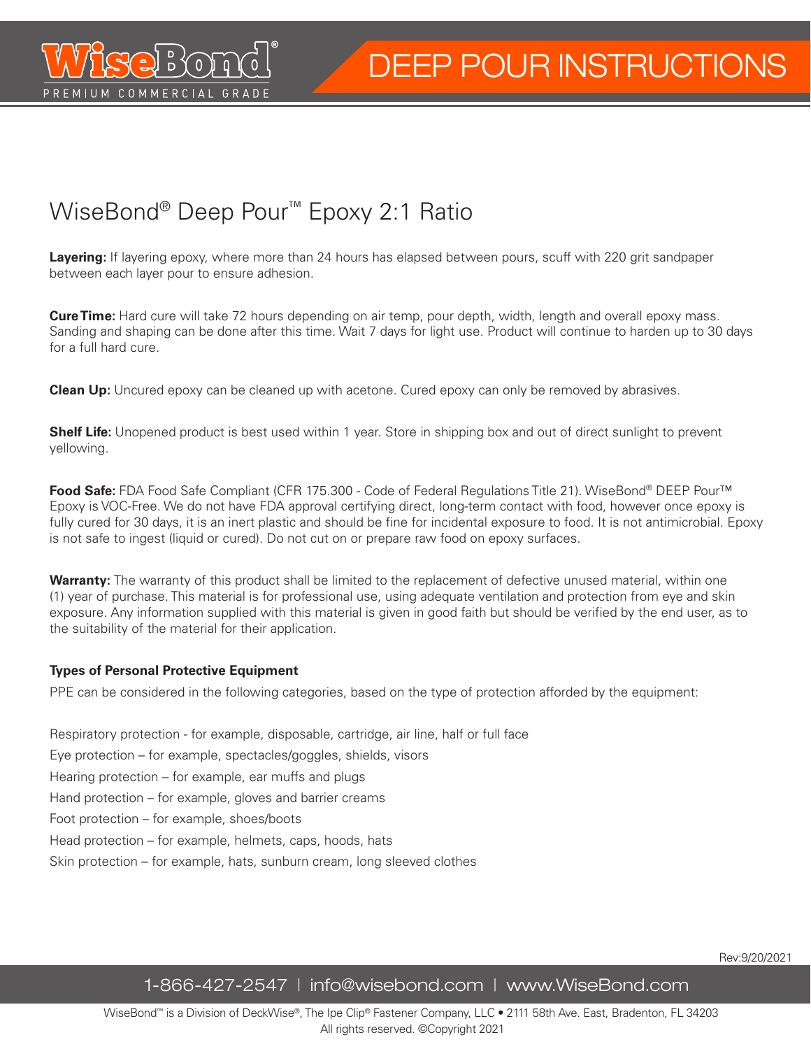# WiseBond® Deep Pour™ Epoxy 2:1 Ratio

**Layering:** If layering epoxy, where more than 24 hours has elapsed between pours, scuff with 220 grit sandpaper between each layer pour to ensure adhesion.

**Cure Time:** Hard cure will take 72 hours depending on air temp, pour depth, width, length and overall epoxy mass. Sanding and shaping can be done after this time. Wait 7 days for light use. Product will continue to harden up to 30 days for a full hard cure.

**Clean Up:** Uncured epoxy can be cleaned up with acetone. Cured epoxy can only be removed by abrasives.

**Shelf Life:** Unopened product is best used within 1 year. Store in shipping box and out of direct sunlight to prevent yellowing.

**Food Safe:** FDA Food Safe Compliant (CFR 175.300 - Code of Federal Regulations Title 21). WiseBond® DEEP Pour™ Epoxy is VOC-Free. We do not have FDA approval certifying direct, long-term contact with food, however once epoxy is fully cured for 30 days, it is an inert plastic and should be fine for incidental exposure to food. It is not antimicrobial. Epoxy is not safe to ingest (liquid or cured). Do not cut on or prepare raw food on epoxy surfaces.

**Warranty:** The warranty of this product shall be limited to the replacement of defective unused material, within one (1) year of purchase. This material is for professional use, using adequate ventilation and protection from eye and skin exposure. Any information supplied with this material is given in good faith but should be verified by the end user, as to the suitability of the material for their application.

**Types of Personal Protective Equipment**

PPE can be considered in the following categories, based on the type of protection afforded by the equipment:

Respiratory protection - for example, disposable, cartridge, air line, half or full face

Eye protection – for example, spectacles/goggles, shields, visors

Hearing protection – for example, ear muffs and plugs

Hand protection – for example, gloves and barrier creams

Foot protection – for example, shoes/boots

Head protection – for example, helmets, caps, hoods, hats

Skin protection – for example, hats, sunburn cream, long sleeved clothes

Rev:9/20/2021

1-866-427-2547 | info@wisebond.com | www.WiseBond.com

WiseBond™ is a Division of DeckWise®, The Ipe Clip® Fastener Company, LLC • 2111 58th Ave. East, Bradenton, FL 34203
All rights reserved. ©Copyright 2021